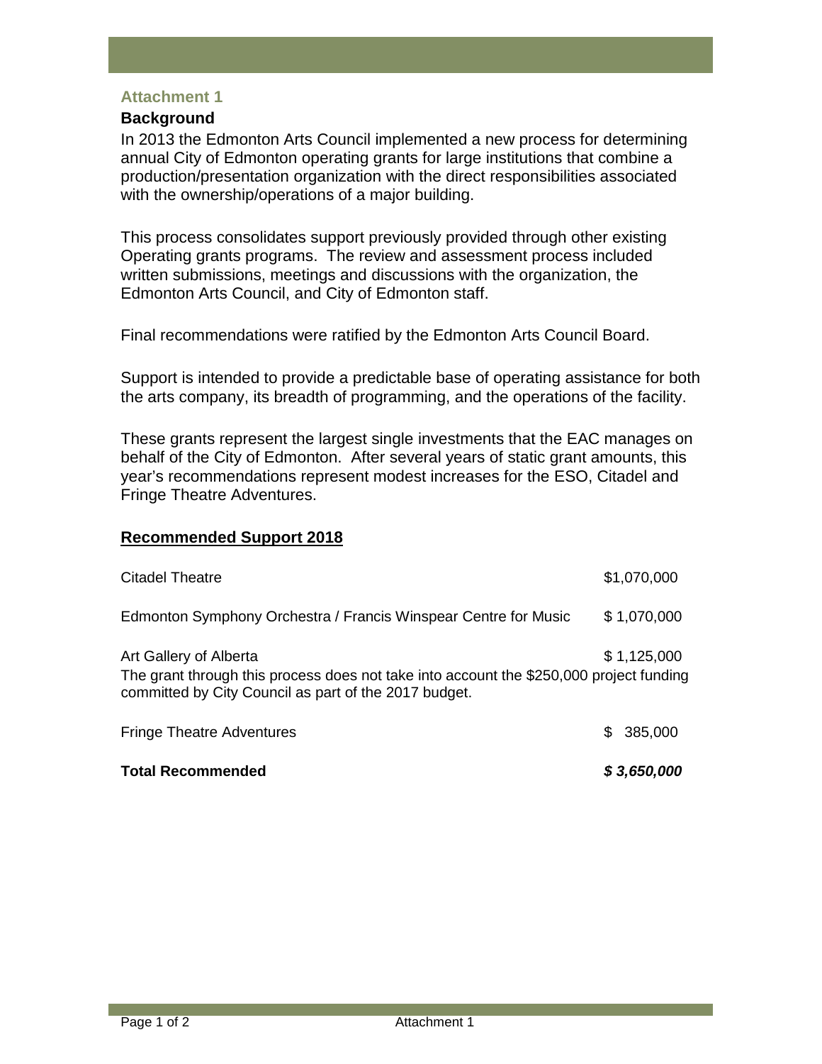## Attachment 1

### Background

In 2013 the Edmonton Arts Council implemented a new process for determining annual City of Edmonton operating grants for large institutions that combine a production/presentation organization with the direct responsibilities associated with the ownership/operations of a major building.

This process consolidates support previously provided through other existing Operating grants programs. The review and assessment process included written submissions, meetings and discussions with the organization, the Edmonton Arts Council, and City of Edmonton staff.

Final recommendations were ratified by the Edmonton Arts Council Board.

Support is intended to provide a predictable base of operating assistance for both the arts company, its breadth of programming, and the operations of the facility.

These grants represent the largest single investments that the EAC manages on behalf of the City of Edmonton. After several years of static grant amounts, this year's recommendations represent modest increases for the ESO, Citadel and Fringe Theatre Adventures.

**Recommended Support 2018**

| | |
|---|---|
| Citadel Theatre | $1,070,000 |
| Edmonton Symphony Orchestra / Francis Winspear Centre for Music | $ 1,070,000 |
| Art Gallery of Alberta | $ 1,125,000 |

The grant through this process does not take into account the $250,000 project funding committed by City Council as part of the 2017 budget.

| | |
|---|---|
| Fringe Theatre Adventures | $ 385,000 |
| **Total Recommended** | ***$ 3,650,000*** |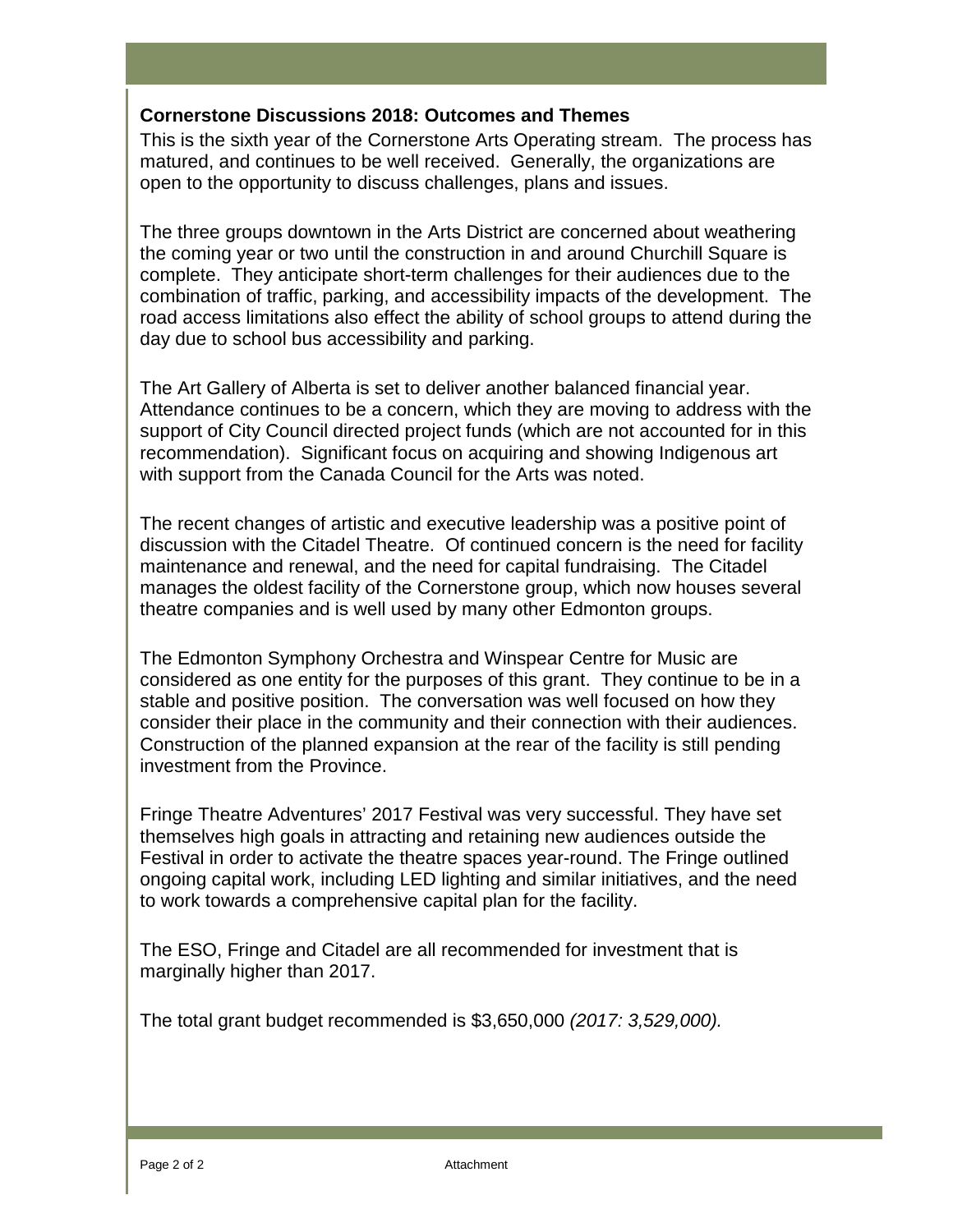**Cornerstone Discussions 2018: Outcomes and Themes**

This is the sixth year of the Cornerstone Arts Operating stream. The process has matured, and continues to be well received. Generally, the organizations are open to the opportunity to discuss challenges, plans and issues.

The three groups downtown in the Arts District are concerned about weathering the coming year or two until the construction in and around Churchill Square is complete. They anticipate short-term challenges for their audiences due to the combination of traffic, parking, and accessibility impacts of the development. The road access limitations also effect the ability of school groups to attend during the day due to school bus accessibility and parking.

The Art Gallery of Alberta is set to deliver another balanced financial year. Attendance continues to be a concern, which they are moving to address with the support of City Council directed project funds (which are not accounted for in this recommendation). Significant focus on acquiring and showing Indigenous art with support from the Canada Council for the Arts was noted.

The recent changes of artistic and executive leadership was a positive point of discussion with the Citadel Theatre. Of continued concern is the need for facility maintenance and renewal, and the need for capital fundraising. The Citadel manages the oldest facility of the Cornerstone group, which now houses several theatre companies and is well used by many other Edmonton groups.

The Edmonton Symphony Orchestra and Winspear Centre for Music are considered as one entity for the purposes of this grant. They continue to be in a stable and positive position. The conversation was well focused on how they consider their place in the community and their connection with their audiences. Construction of the planned expansion at the rear of the facility is still pending investment from the Province.

Fringe Theatre Adventures' 2017 Festival was very successful. They have set themselves high goals in attracting and retaining new audiences outside the Festival in order to activate the theatre spaces year-round. The Fringe outlined ongoing capital work, including LED lighting and similar initiatives, and the need to work towards a comprehensive capital plan for the facility.

The ESO, Fringe and Citadel are all recommended for investment that is marginally higher than 2017.

The total grant budget recommended is $3,650,000 *(2017: 3,529,000).*